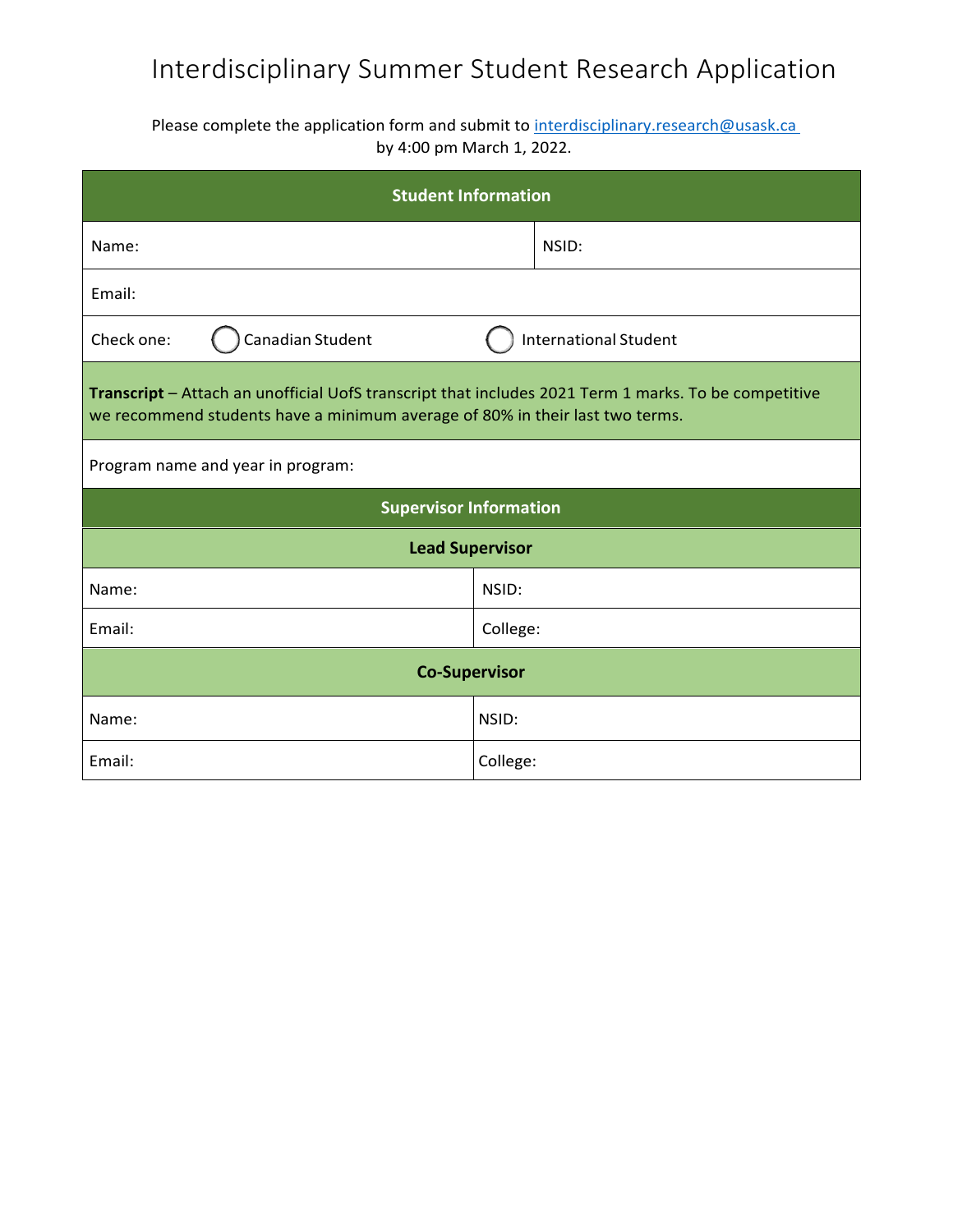# Interdisciplinary Summer Student Research Application

Please complete the application form and submit to interdisciplinary.research@usask.ca by 4:00 pm March 1, 2022.

| Student Information | |
|---|---|
| Name: | NSID: |
| Email: | |
| Check one: ◯ Canadian Student | ◯ International Student |
| **Transcript** – Attach an unofficial UofS transcript that includes 2021 Term 1 marks. To be competitive we recommend students have a minimum average of 80% in their last two terms. | |
| Program name and year in program: | |

| Supervisor Information | |
|---|---|
| **Lead Supervisor** | |
| Name: | NSID: |
| Email: | College: |
| **Co-Supervisor** | |
| Name: | NSID: |
| Email: | College: |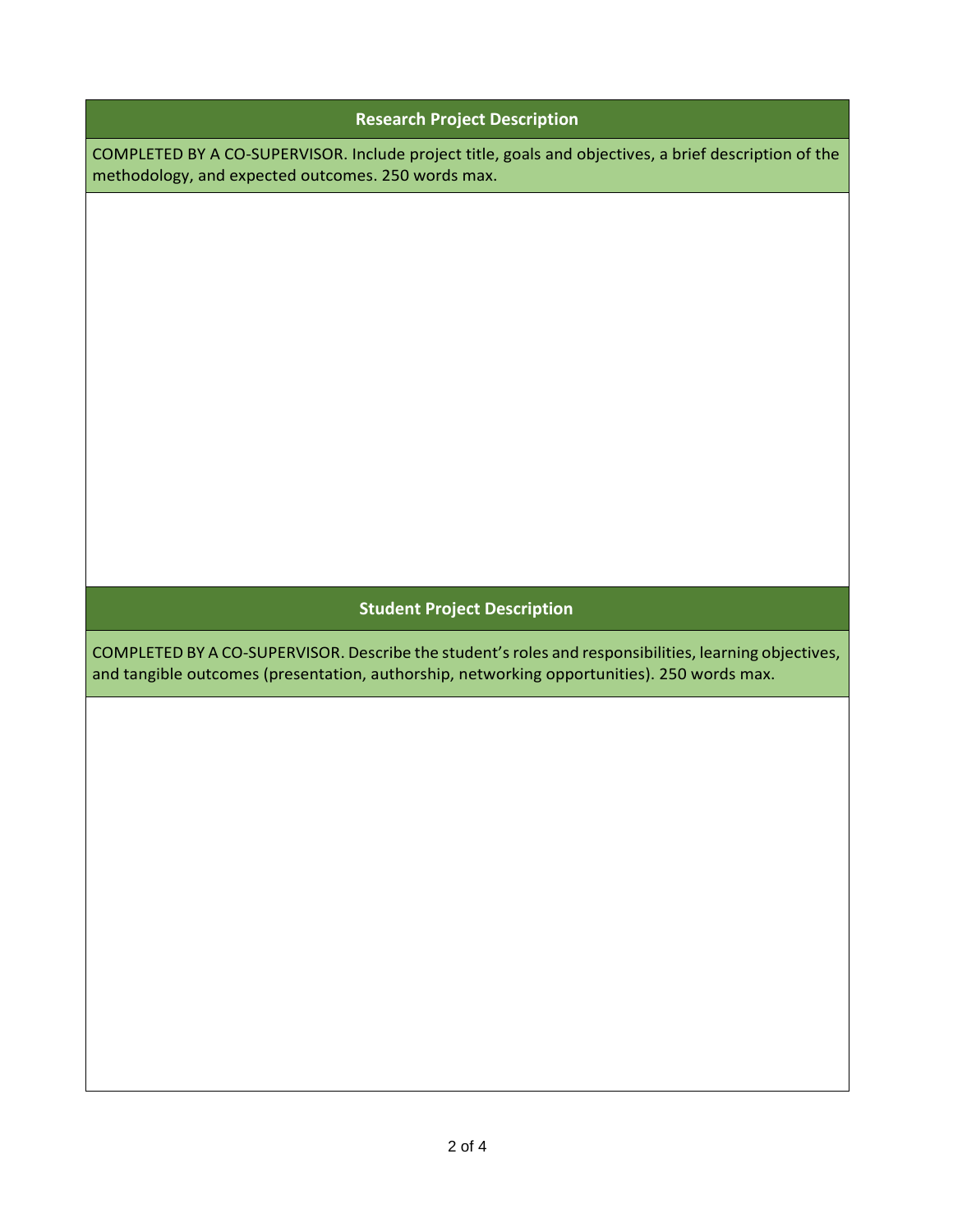## Research Project Description

COMPLETED BY A CO-SUPERVISOR. Include project title, goals and objectives, a brief description of the methodology, and expected outcomes. 250 words max.

## Student Project Description

COMPLETED BY A CO-SUPERVISOR. Describe the student's roles and responsibilities, learning objectives, and tangible outcomes (presentation, authorship, networking opportunities). 250 words max.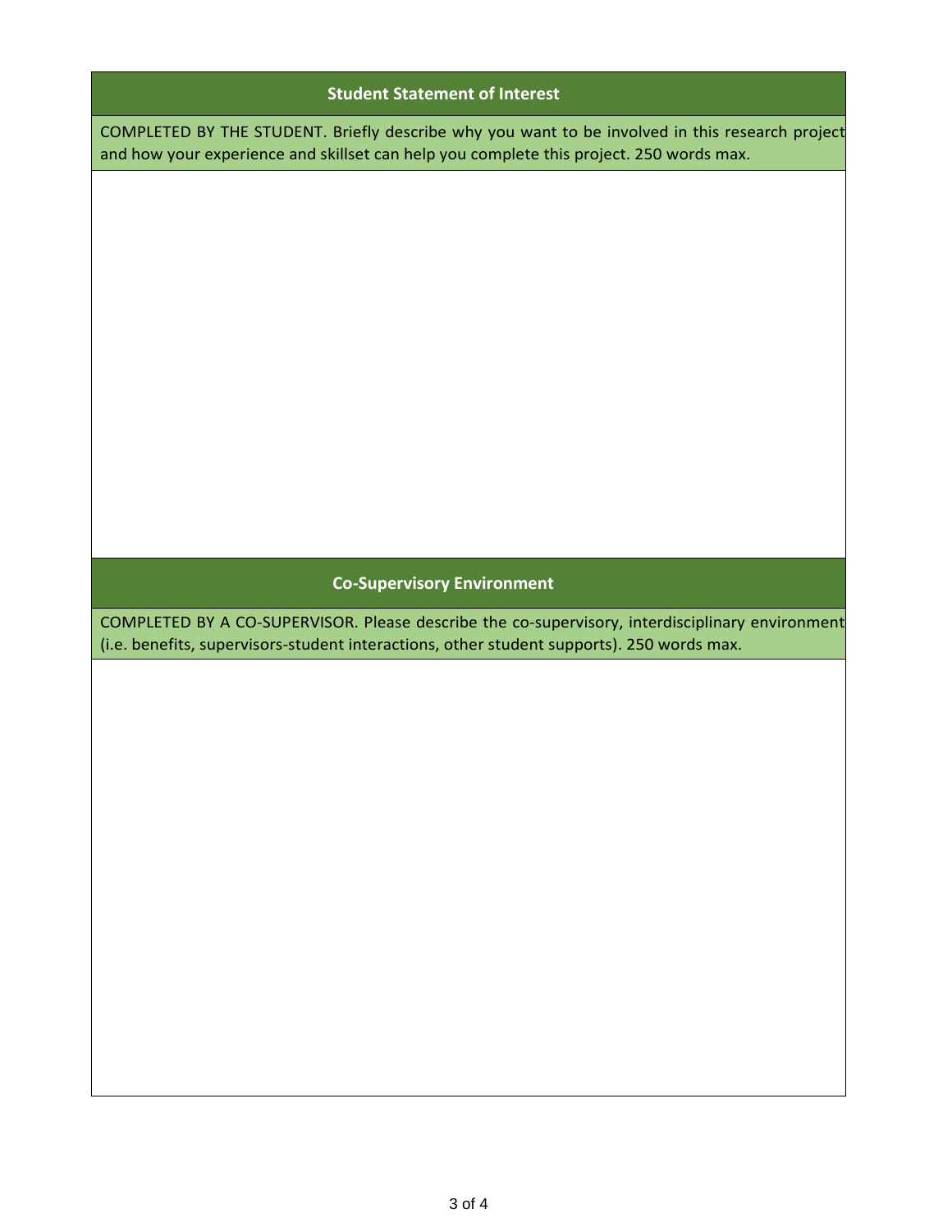## Student Statement of Interest

COMPLETED BY THE STUDENT. Briefly describe why you want to be involved in this research project and how your experience and skillset can help you complete this project. 250 words max.

## Co-Supervisory Environment

COMPLETED BY A CO-SUPERVISOR. Please describe the co-supervisory, interdisciplinary environment (i.e. benefits, supervisors-student interactions, other student supports). 250 words max.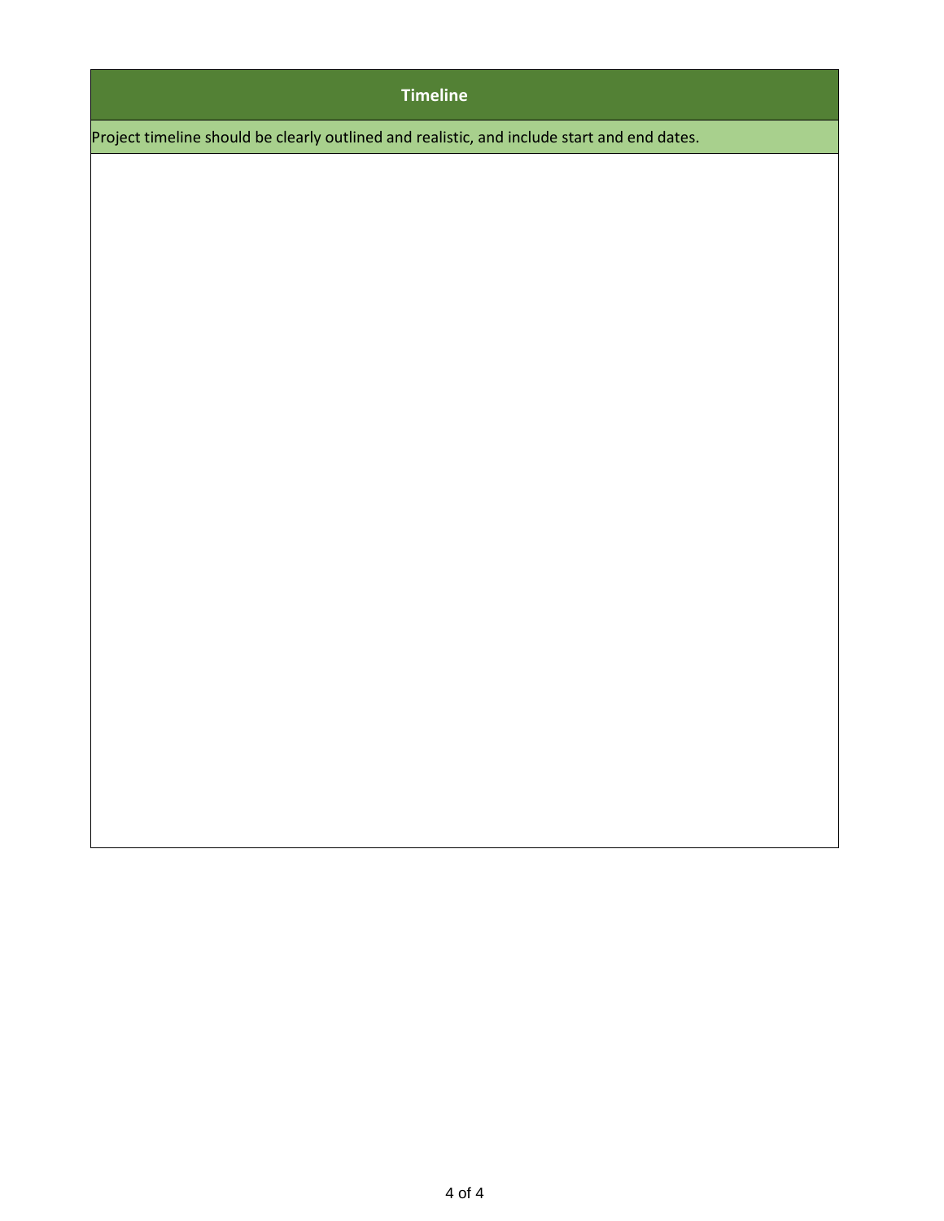## Timeline

Project timeline should be clearly outlined and realistic, and include start and end dates.